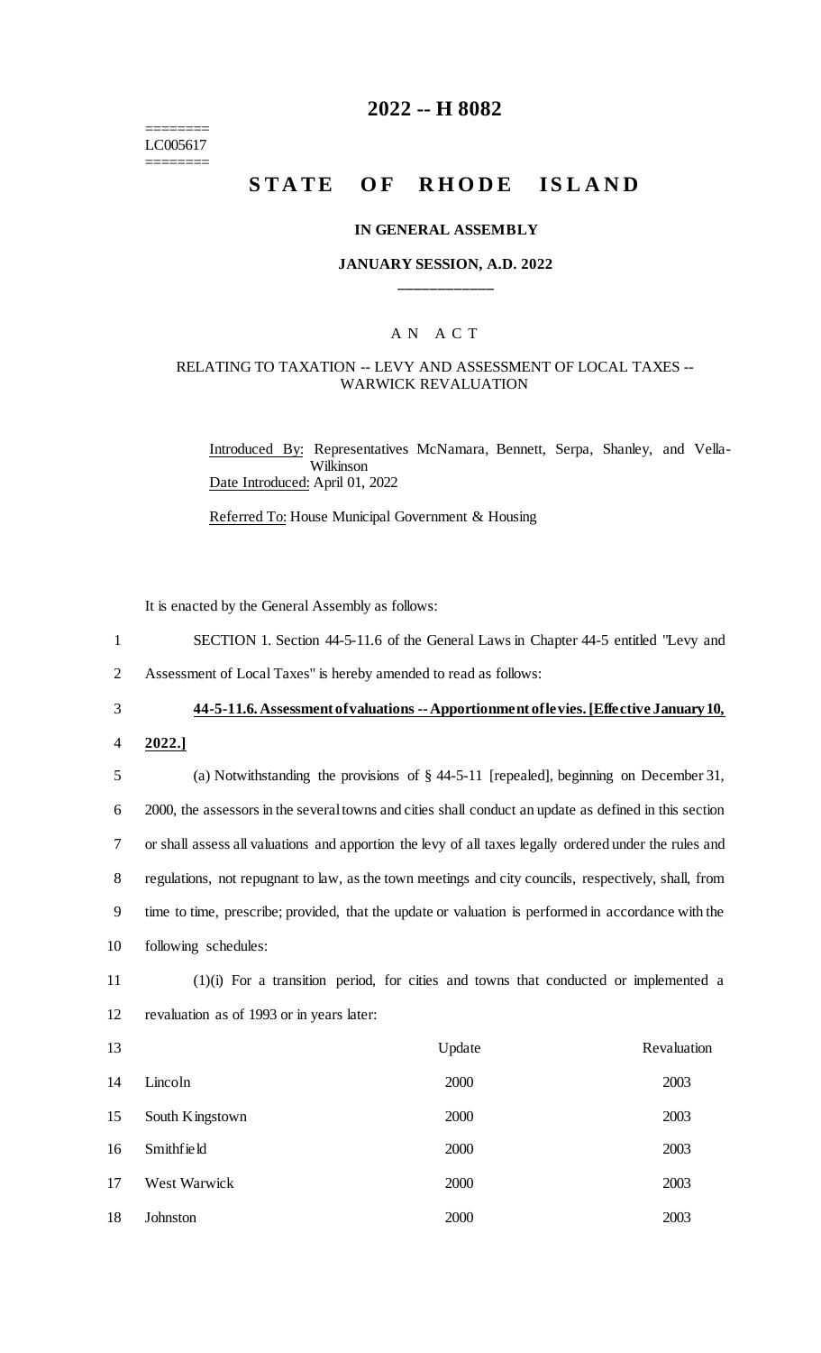# 2022 -- H 8082

========
LC005617
========

## STATE OF RHODE ISLAND

### IN GENERAL ASSEMBLY

### JANUARY SESSION, A.D. 2022

\_\_\_\_\_\_\_\_\_\_\_\_

A N A C T

RELATING TO TAXATION -- LEVY AND ASSESSMENT OF LOCAL TAXES -- WARWICK REVALUATION

Introduced By: Representatives McNamara, Bennett, Serpa, Shanley, and Vella-Wilkinson

Date Introduced: April 01, 2022

Referred To: House Municipal Government & Housing

It is enacted by the General Assembly as follows:

SECTION 1. Section 44-5-11.6 of the General Laws in Chapter 44-5 entitled "Levy and Assessment of Local Taxes" is hereby amended to read as follows:

**44-5-11.6. Assessment of valuations -- Apportionment of levies. [Effective January 10, 2022.]**

(a) Notwithstanding the provisions of § 44-5-11 [repealed], beginning on December 31, 2000, the assessors in the several towns and cities shall conduct an update as defined in this section or shall assess all valuations and apportion the levy of all taxes legally ordered under the rules and regulations, not repugnant to law, as the town meetings and city councils, respectively, shall, from time to time, prescribe; provided, that the update or valuation is performed in accordance with the following schedules:

(1)(i) For a transition period, for cities and towns that conducted or implemented a revaluation as of 1993 or in years later:

| | Update | Revaluation |
|---|---|---|
| Lincoln | 2000 | 2003 |
| South Kingstown | 2000 | 2003 |
| Smithfield | 2000 | 2003 |
| West Warwick | 2000 | 2003 |
| Johnston | 2000 | 2003 |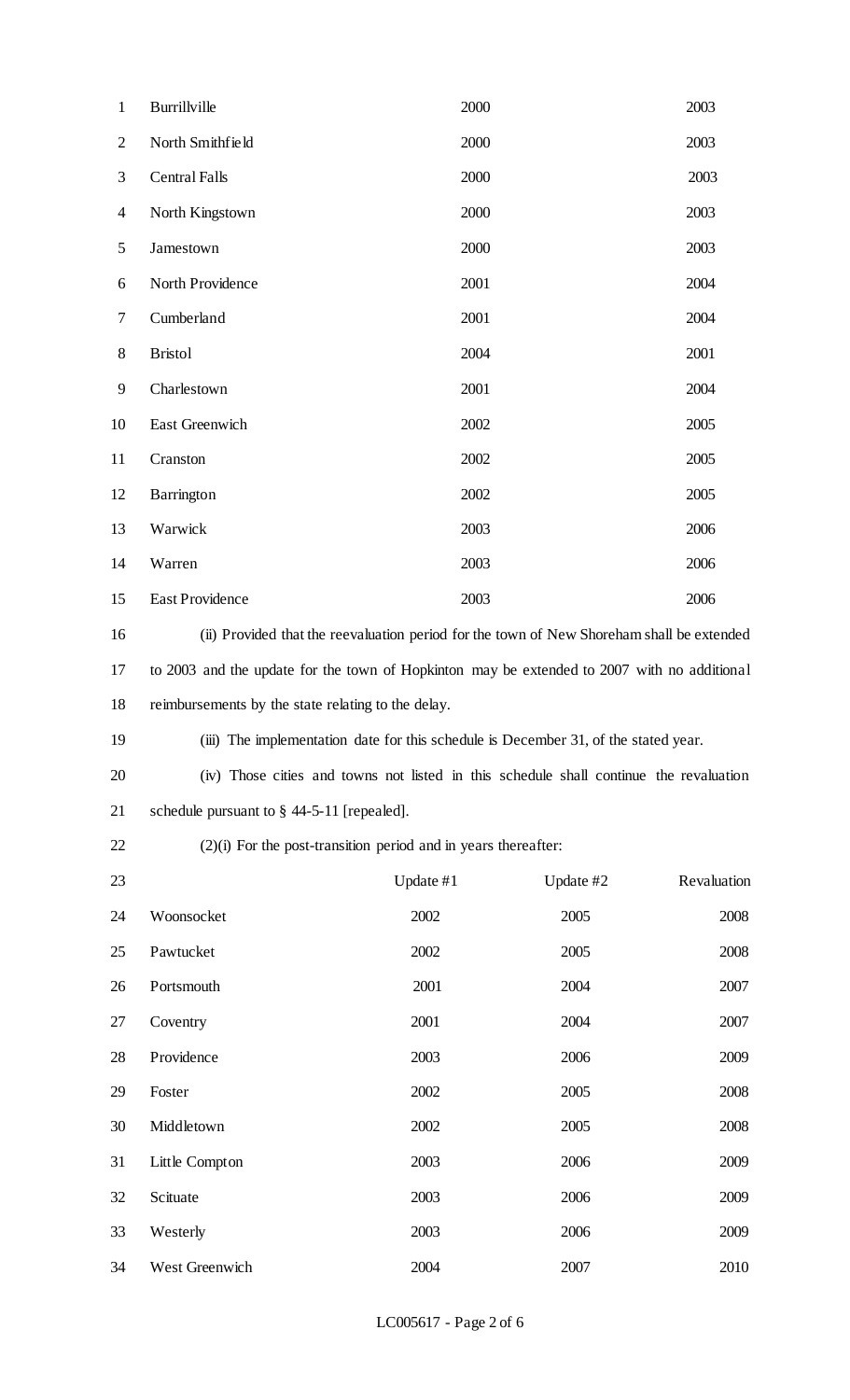| | | |
|---|---|---|
| Burrillville | 2000 | 2003 |
| North Smithfield | 2000 | 2003 |
| Central Falls | 2000 | 2003 |
| North Kingstown | 2000 | 2003 |
| Jamestown | 2000 | 2003 |
| North Providence | 2001 | 2004 |
| Cumberland | 2001 | 2004 |
| Bristol | 2004 | 2001 |
| Charlestown | 2001 | 2004 |
| East Greenwich | 2002 | 2005 |
| Cranston | 2002 | 2005 |
| Barrington | 2002 | 2005 |
| Warwick | 2003 | 2006 |
| Warren | 2003 | 2006 |
| East Providence | 2003 | 2006 |

(ii) Provided that the reevaluation period for the town of New Shoreham shall be extended to 2003 and the update for the town of Hopkinton may be extended to 2007 with no additional reimbursements by the state relating to the delay.

(iii) The implementation date for this schedule is December 31, of the stated year.

(iv) Those cities and towns not listed in this schedule shall continue the revaluation schedule pursuant to § 44-5-11 [repealed].

(2)(i) For the post-transition period and in years thereafter:

| | Update #1 | Update #2 | Revaluation |
|---|---|---|---|
| Woonsocket | 2002 | 2005 | 2008 |
| Pawtucket | 2002 | 2005 | 2008 |
| Portsmouth | 2001 | 2004 | 2007 |
| Coventry | 2001 | 2004 | 2007 |
| Providence | 2003 | 2006 | 2009 |
| Foster | 2002 | 2005 | 2008 |
| Middletown | 2002 | 2005 | 2008 |
| Little Compton | 2003 | 2006 | 2009 |
| Scituate | 2003 | 2006 | 2009 |
| Westerly | 2003 | 2006 | 2009 |
| West Greenwich | 2004 | 2007 | 2010 |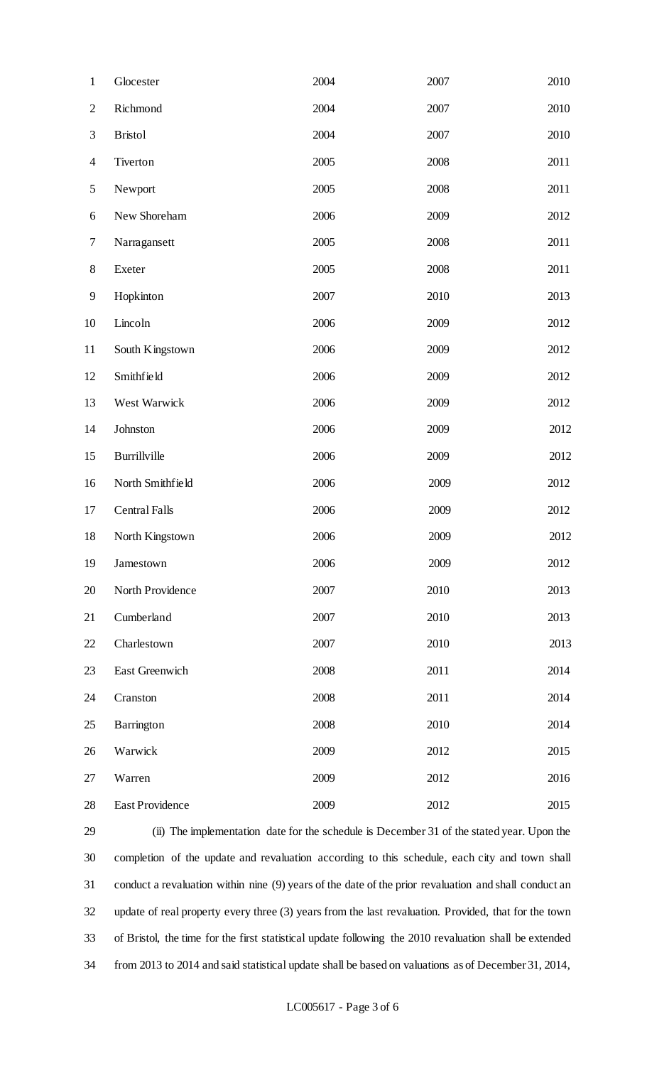| | | | |
|---|---|---|---|
| Glocester | 2004 | 2007 | 2010 |
| Richmond | 2004 | 2007 | 2010 |
| Bristol | 2004 | 2007 | 2010 |
| Tiverton | 2005 | 2008 | 2011 |
| Newport | 2005 | 2008 | 2011 |
| New Shoreham | 2006 | 2009 | 2012 |
| Narragansett | 2005 | 2008 | 2011 |
| Exeter | 2005 | 2008 | 2011 |
| Hopkinton | 2007 | 2010 | 2013 |
| Lincoln | 2006 | 2009 | 2012 |
| South Kingstown | 2006 | 2009 | 2012 |
| Smithfield | 2006 | 2009 | 2012 |
| West Warwick | 2006 | 2009 | 2012 |
| Johnston | 2006 | 2009 | 2012 |
| Burrillville | 2006 | 2009 | 2012 |
| North Smithfield | 2006 | 2009 | 2012 |
| Central Falls | 2006 | 2009 | 2012 |
| North Kingstown | 2006 | 2009 | 2012 |
| Jamestown | 2006 | 2009 | 2012 |
| North Providence | 2007 | 2010 | 2013 |
| Cumberland | 2007 | 2010 | 2013 |
| Charlestown | 2007 | 2010 | 2013 |
| East Greenwich | 2008 | 2011 | 2014 |
| Cranston | 2008 | 2011 | 2014 |
| Barrington | 2008 | 2010 | 2014 |
| Warwick | 2009 | 2012 | 2015 |
| Warren | 2009 | 2012 | 2016 |
| East Providence | 2009 | 2012 | 2015 |

(ii) The implementation date for the schedule is December 31 of the stated year. Upon the completion of the update and revaluation according to this schedule, each city and town shall conduct a revaluation within nine (9) years of the date of the prior revaluation and shall conduct an update of real property every three (3) years from the last revaluation. Provided, that for the town of Bristol, the time for the first statistical update following the 2010 revaluation shall be extended from 2013 to 2014 and said statistical update shall be based on valuations as of December 31, 2014,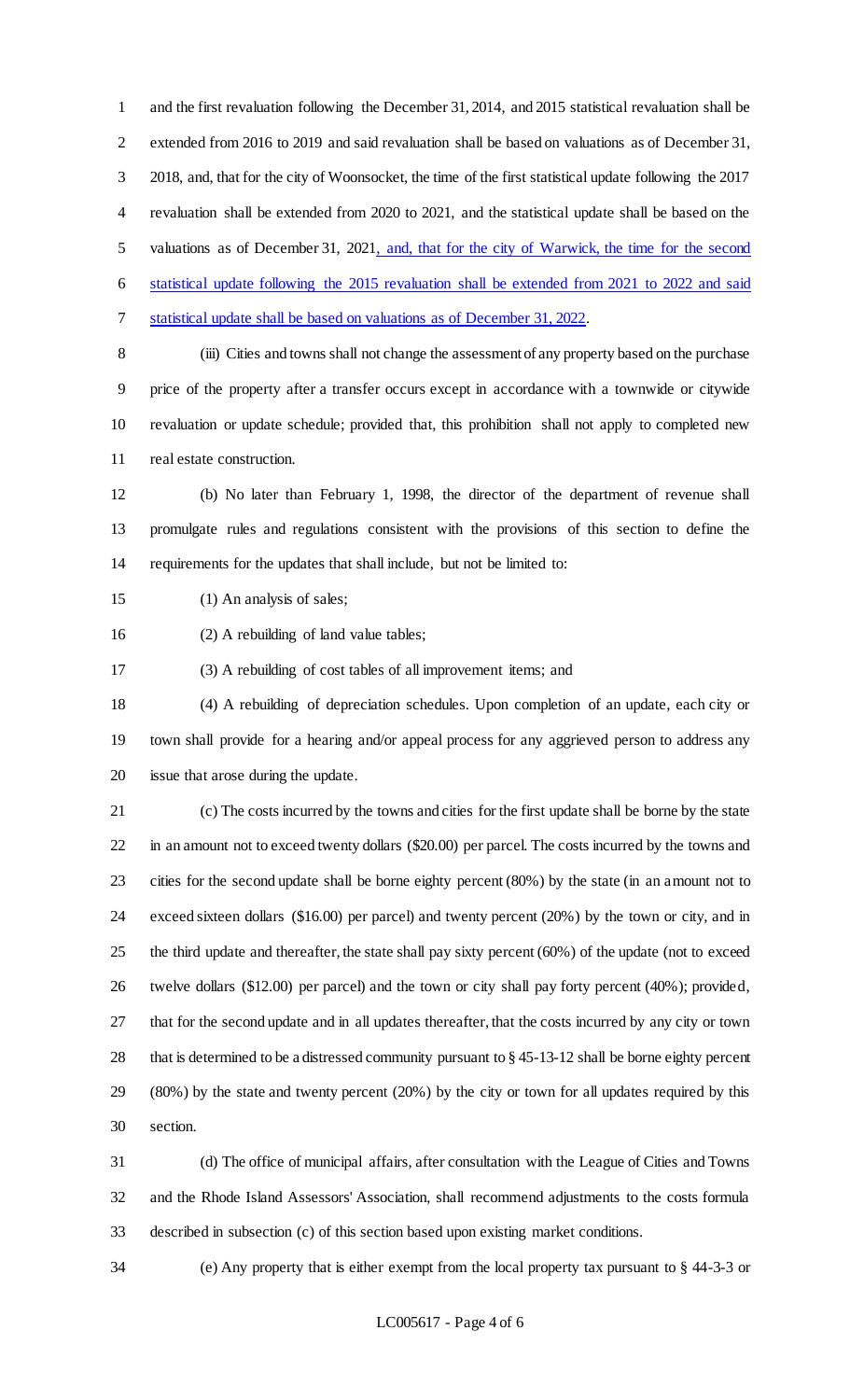and the first revaluation following the December 31, 2014, and 2015 statistical revaluation shall be extended from 2016 to 2019 and said revaluation shall be based on valuations as of December 31, 2018, and, that for the city of Woonsocket, the time of the first statistical update following the 2017 revaluation shall be extended from 2020 to 2021, and the statistical update shall be based on the valuations as of December 31, 2021, and, that for the city of Warwick, the time for the second statistical update following the 2015 revaluation shall be extended from 2021 to 2022 and said statistical update shall be based on valuations as of December 31, 2022.

(iii) Cities and towns shall not change the assessment of any property based on the purchase price of the property after a transfer occurs except in accordance with a townwide or citywide revaluation or update schedule; provided that, this prohibition shall not apply to completed new real estate construction.

(b) No later than February 1, 1998, the director of the department of revenue shall promulgate rules and regulations consistent with the provisions of this section to define the requirements for the updates that shall include, but not be limited to:

(1) An analysis of sales;

(2) A rebuilding of land value tables;

(3) A rebuilding of cost tables of all improvement items; and

(4) A rebuilding of depreciation schedules. Upon completion of an update, each city or town shall provide for a hearing and/or appeal process for any aggrieved person to address any issue that arose during the update.

(c) The costs incurred by the towns and cities for the first update shall be borne by the state in an amount not to exceed twenty dollars ($20.00) per parcel. The costs incurred by the towns and cities for the second update shall be borne eighty percent (80%) by the state (in an amount not to exceed sixteen dollars ($16.00) per parcel) and twenty percent (20%) by the town or city, and in the third update and thereafter, the state shall pay sixty percent (60%) of the update (not to exceed twelve dollars ($12.00) per parcel) and the town or city shall pay forty percent (40%); provided, that for the second update and in all updates thereafter, that the costs incurred by any city or town that is determined to be a distressed community pursuant to § 45-13-12 shall be borne eighty percent (80%) by the state and twenty percent (20%) by the city or town for all updates required by this section.

(d) The office of municipal affairs, after consultation with the League of Cities and Towns and the Rhode Island Assessors' Association, shall recommend adjustments to the costs formula described in subsection (c) of this section based upon existing market conditions.

(e) Any property that is either exempt from the local property tax pursuant to § 44-3-3 or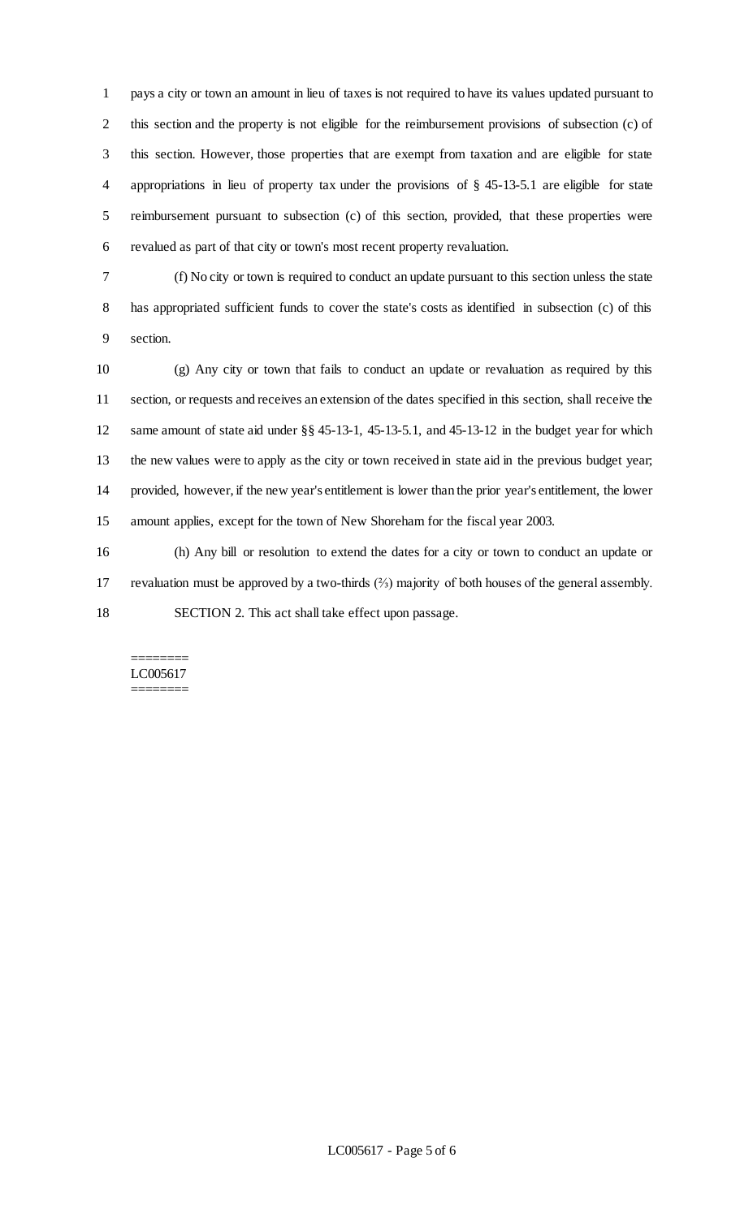pays a city or town an amount in lieu of taxes is not required to have its values updated pursuant to this section and the property is not eligible for the reimbursement provisions of subsection (c) of this section. However, those properties that are exempt from taxation and are eligible for state appropriations in lieu of property tax under the provisions of § 45-13-5.1 are eligible for state reimbursement pursuant to subsection (c) of this section, provided, that these properties were revalued as part of that city or town's most recent property revaluation.

(f) No city or town is required to conduct an update pursuant to this section unless the state has appropriated sufficient funds to cover the state's costs as identified in subsection (c) of this section.

(g) Any city or town that fails to conduct an update or revaluation as required by this section, or requests and receives an extension of the dates specified in this section, shall receive the same amount of state aid under §§ 45-13-1, 45-13-5.1, and 45-13-12 in the budget year for which the new values were to apply as the city or town received in state aid in the previous budget year; provided, however, if the new year's entitlement is lower than the prior year's entitlement, the lower amount applies, except for the town of New Shoreham for the fiscal year 2003.

(h) Any bill or resolution to extend the dates for a city or town to conduct an update or revaluation must be approved by a two-thirds (⅔) majority of both houses of the general assembly.

SECTION 2. This act shall take effect upon passage.

========
LC005617
========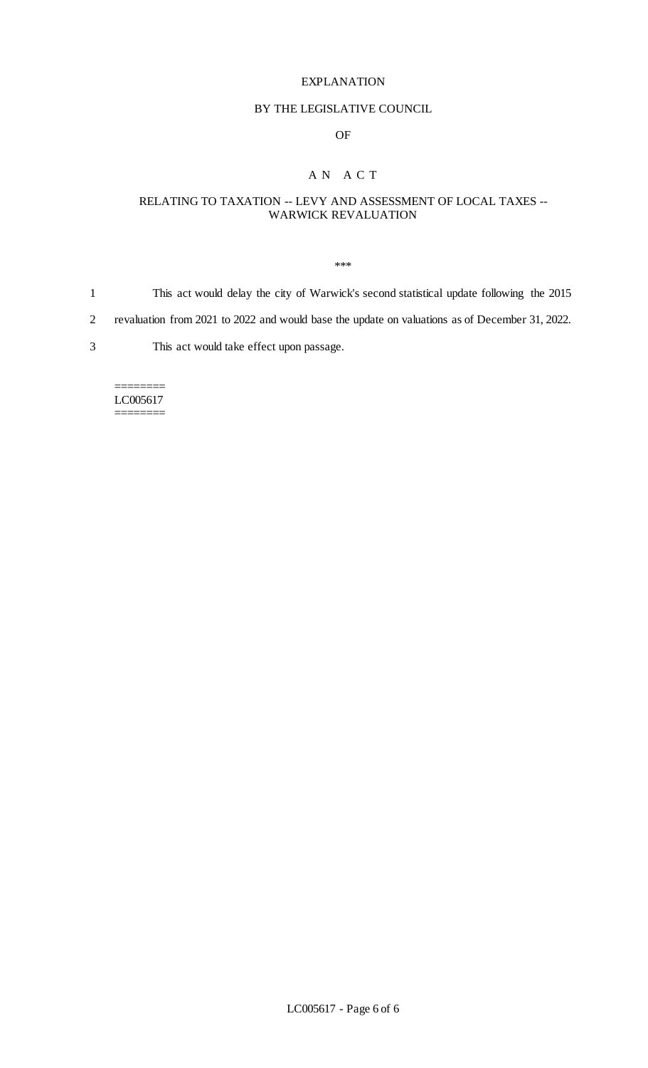EXPLANATION

BY THE LEGISLATIVE COUNCIL

OF

# A N A C T

RELATING TO TAXATION -- LEVY AND ASSESSMENT OF LOCAL TAXES -- WARWICK REVALUATION

\*\*\*

This act would delay the city of Warwick's second statistical update following the 2015 revaluation from 2021 to 2022 and would base the update on valuations as of December 31, 2022.

This act would take effect upon passage.

========
LC005617
========